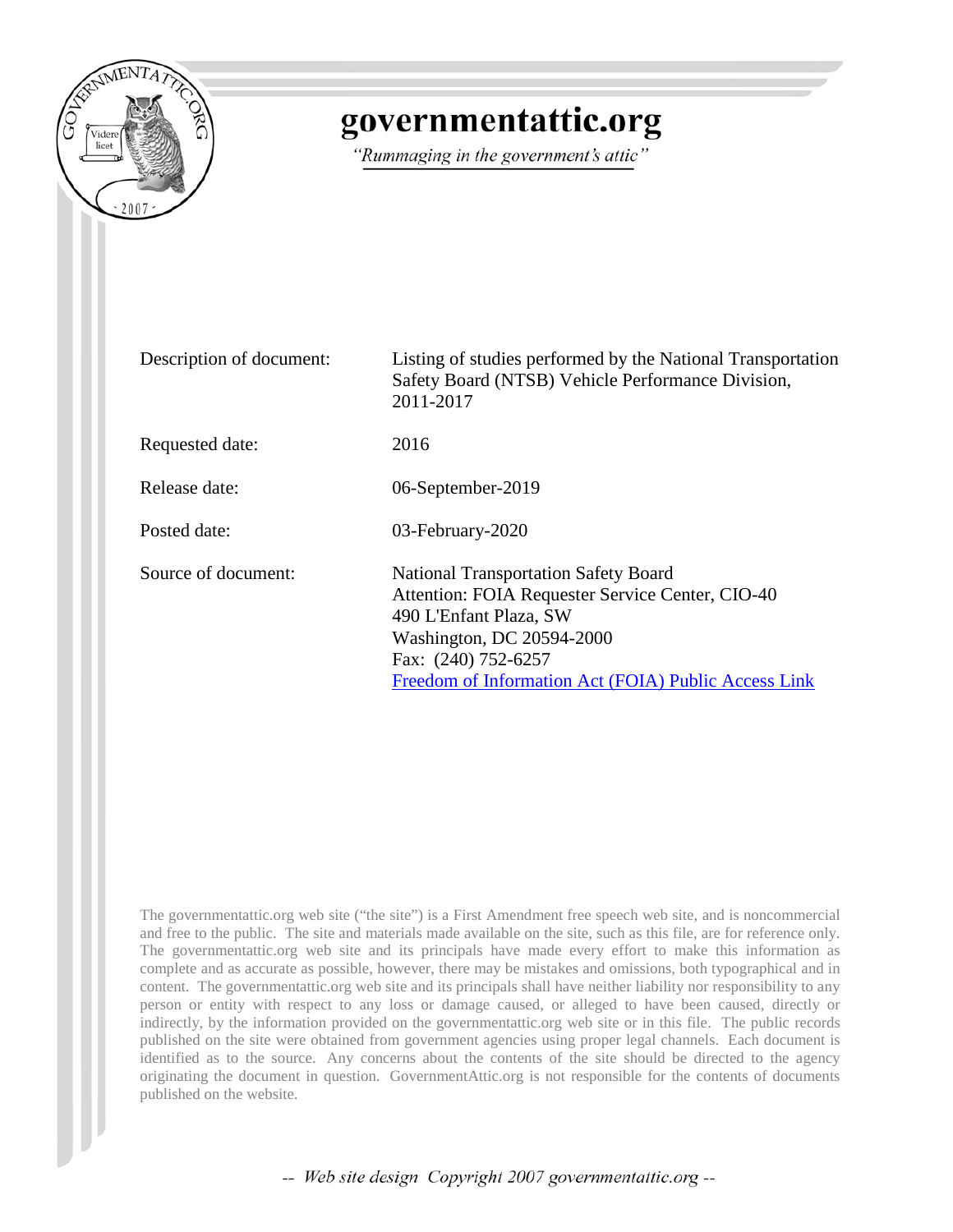# governmentattic.org

*"Rummaging in the government's attic"*

| | |
|---|---|
| Description of document: | Listing of studies performed by the National Transportation Safety Board (NTSB) Vehicle Performance Division, 2011-2017 |
| Requested date: | 2016 |
| Release date: | 06-September-2019 |
| Posted date: | 03-February-2020 |
| Source of document: | National Transportation Safety Board<br>Attention: FOIA Requester Service Center, CIO-40<br>490 L'Enfant Plaza, SW<br>Washington, DC 20594-2000<br>Fax: (240) 752-6257<br>Freedom of Information Act (FOIA) Public Access Link |

The governmentattic.org web site ("the site") is a First Amendment free speech web site, and is noncommercial and free to the public. The site and materials made available on the site, such as this file, are for reference only. The governmentattic.org web site and its principals have made every effort to make this information as complete and as accurate as possible, however, there may be mistakes and omissions, both typographical and in content. The governmentattic.org web site and its principals shall have neither liability nor responsibility to any person or entity with respect to any loss or damage caused, or alleged to have been caused, directly or indirectly, by the information provided on the governmentattic.org web site or in this file. The public records published on the site were obtained from government agencies using proper legal channels. Each document is identified as to the source. Any concerns about the contents of the site should be directed to the agency originating the document in question. GovernmentAttic.org is not responsible for the contents of documents published on the website.

*-- Web site design Copyright 2007 governmentattic.org --*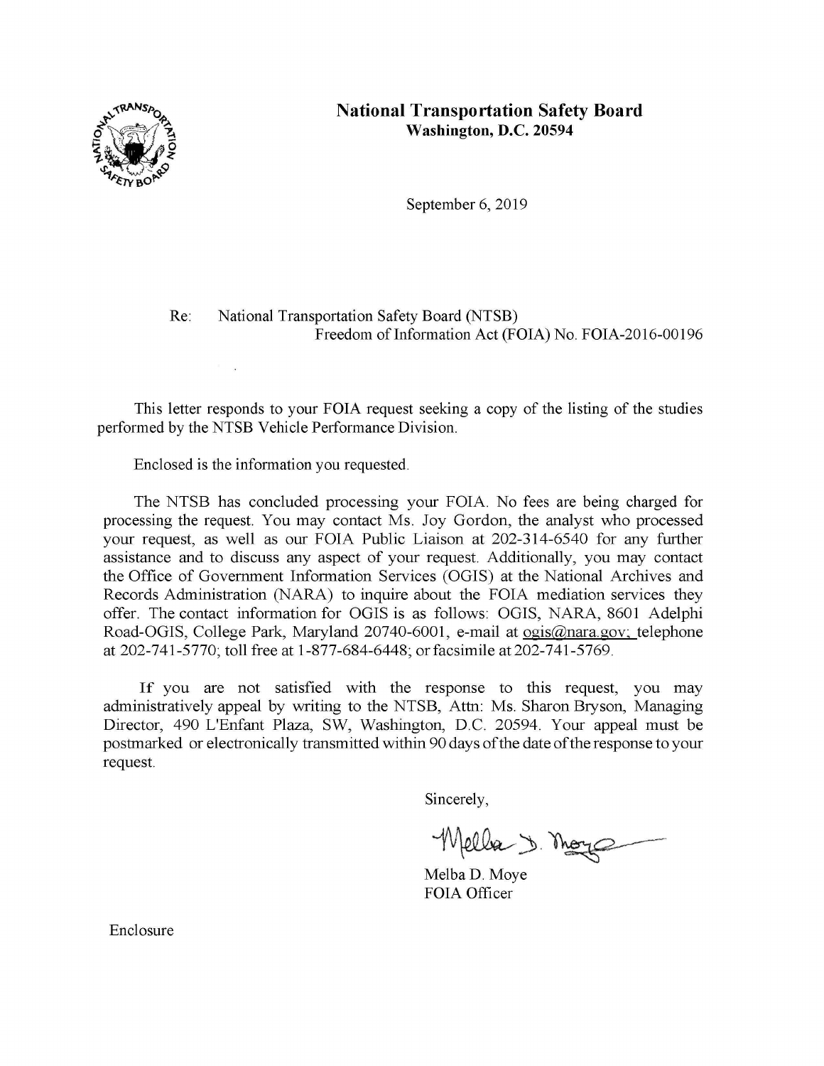# National Transportation Safety Board
**Washington, D.C. 20594**

September 6, 2019

Re: National Transportation Safety Board (NTSB)
Freedom of Information Act (FOIA) No. FOIA-2016-00196

This letter responds to your FOIA request seeking a copy of the listing of the studies performed by the NTSB Vehicle Performance Division.

Enclosed is the information you requested.

The NTSB has concluded processing your FOIA. No fees are being charged for processing the request. You may contact Ms. Joy Gordon, the analyst who processed your request, as well as our FOIA Public Liaison at 202-314-6540 for any further assistance and to discuss any aspect of your request. Additionally, you may contact the Office of Government Information Services (OGIS) at the National Archives and Records Administration (NARA) to inquire about the FOIA mediation services they offer. The contact information for OGIS is as follows: OGIS, NARA, 8601 Adelphi Road-OGIS, College Park, Maryland 20740-6001, e-mail at ogis@nara.gov; telephone at 202-741-5770; toll free at 1-877-684-6448; or facsimile at 202-741-5769.

If you are not satisfied with the response to this request, you may administratively appeal by writing to the NTSB, Attn: Ms. Sharon Bryson, Managing Director, 490 L'Enfant Plaza, SW, Washington, D.C. 20594. Your appeal must be postmarked or electronically transmitted within 90 days of the date of the response to your request.

Sincerely,

Melba D. Moye
FOIA Officer

Enclosure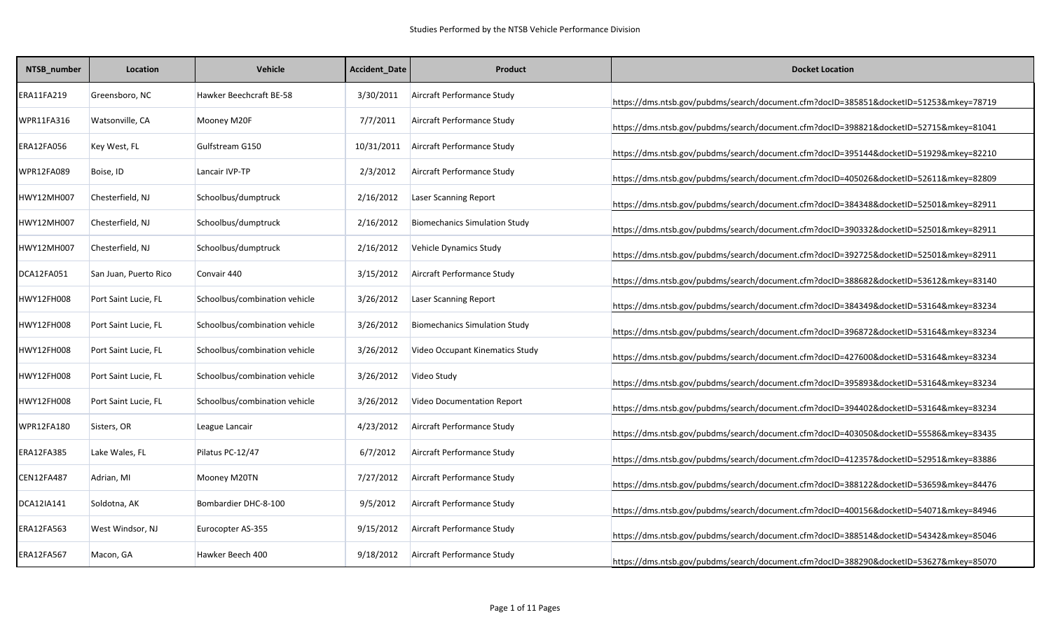Studies Performed by the NTSB Vehicle Performance Division

| NTSB_number | Location | Vehicle | Accident_Date | Product | Docket Location |
|---|---|---|---|---|---|
| ERA11FA219 | Greensboro, NC | Hawker Beechcraft BE-58 | 3/30/2011 | Aircraft Performance Study | https://dms.ntsb.gov/pubdms/search/document.cfm?docID=385851&docketID=51253&mkey=78719 |
| WPR11FA316 | Watsonville, CA | Mooney M20F | 7/7/2011 | Aircraft Performance Study | https://dms.ntsb.gov/pubdms/search/document.cfm?docID=398821&docketID=52715&mkey=81041 |
| ERA12FA056 | Key West, FL | Gulfstream G150 | 10/31/2011 | Aircraft Performance Study | https://dms.ntsb.gov/pubdms/search/document.cfm?docID=395144&docketID=51929&mkey=82210 |
| WPR12FA089 | Boise, ID | Lancair IVP-TP | 2/3/2012 | Aircraft Performance Study | https://dms.ntsb.gov/pubdms/search/document.cfm?docID=405026&docketID=52611&mkey=82809 |
| HWY12MH007 | Chesterfield, NJ | Schoolbus/dumptruck | 2/16/2012 | Laser Scanning Report | https://dms.ntsb.gov/pubdms/search/document.cfm?docID=384348&docketID=52501&mkey=82911 |
| HWY12MH007 | Chesterfield, NJ | Schoolbus/dumptruck | 2/16/2012 | Biomechanics Simulation Study | https://dms.ntsb.gov/pubdms/search/document.cfm?docID=390332&docketID=52501&mkey=82911 |
| HWY12MH007 | Chesterfield, NJ | Schoolbus/dumptruck | 2/16/2012 | Vehicle Dynamics Study | https://dms.ntsb.gov/pubdms/search/document.cfm?docID=392725&docketID=52501&mkey=82911 |
| DCA12FA051 | San Juan, Puerto Rico | Convair 440 | 3/15/2012 | Aircraft Performance Study | https://dms.ntsb.gov/pubdms/search/document.cfm?docID=388682&docketID=53612&mkey=83140 |
| HWY12FH008 | Port Saint Lucie, FL | Schoolbus/combination vehicle | 3/26/2012 | Laser Scanning Report | https://dms.ntsb.gov/pubdms/search/document.cfm?docID=384349&docketID=53164&mkey=83234 |
| HWY12FH008 | Port Saint Lucie, FL | Schoolbus/combination vehicle | 3/26/2012 | Biomechanics Simulation Study | https://dms.ntsb.gov/pubdms/search/document.cfm?docID=396872&docketID=53164&mkey=83234 |
| HWY12FH008 | Port Saint Lucie, FL | Schoolbus/combination vehicle | 3/26/2012 | Video Occupant Kinematics Study | https://dms.ntsb.gov/pubdms/search/document.cfm?docID=427600&docketID=53164&mkey=83234 |
| HWY12FH008 | Port Saint Lucie, FL | Schoolbus/combination vehicle | 3/26/2012 | Video Study | https://dms.ntsb.gov/pubdms/search/document.cfm?docID=395893&docketID=53164&mkey=83234 |
| HWY12FH008 | Port Saint Lucie, FL | Schoolbus/combination vehicle | 3/26/2012 | Video Documentation Report | https://dms.ntsb.gov/pubdms/search/document.cfm?docID=394402&docketID=53164&mkey=83234 |
| WPR12FA180 | Sisters, OR | League Lancair | 4/23/2012 | Aircraft Performance Study | https://dms.ntsb.gov/pubdms/search/document.cfm?docID=403050&docketID=55586&mkey=83435 |
| ERA12FA385 | Lake Wales, FL | Pilatus PC-12/47 | 6/7/2012 | Aircraft Performance Study | https://dms.ntsb.gov/pubdms/search/document.cfm?docID=412357&docketID=52951&mkey=83886 |
| CEN12FA487 | Adrian, MI | Mooney M20TN | 7/27/2012 | Aircraft Performance Study | https://dms.ntsb.gov/pubdms/search/document.cfm?docID=388122&docketID=53659&mkey=84476 |
| DCA12IA141 | Soldotna, AK | Bombardier DHC-8-100 | 9/5/2012 | Aircraft Performance Study | https://dms.ntsb.gov/pubdms/search/document.cfm?docID=400156&docketID=54071&mkey=84946 |
| ERA12FA563 | West Windsor, NJ | Eurocopter AS-355 | 9/15/2012 | Aircraft Performance Study | https://dms.ntsb.gov/pubdms/search/document.cfm?docID=388514&docketID=54342&mkey=85046 |
| ERA12FA567 | Macon, GA | Hawker Beech 400 | 9/18/2012 | Aircraft Performance Study | https://dms.ntsb.gov/pubdms/search/document.cfm?docID=388290&docketID=53627&mkey=85070 |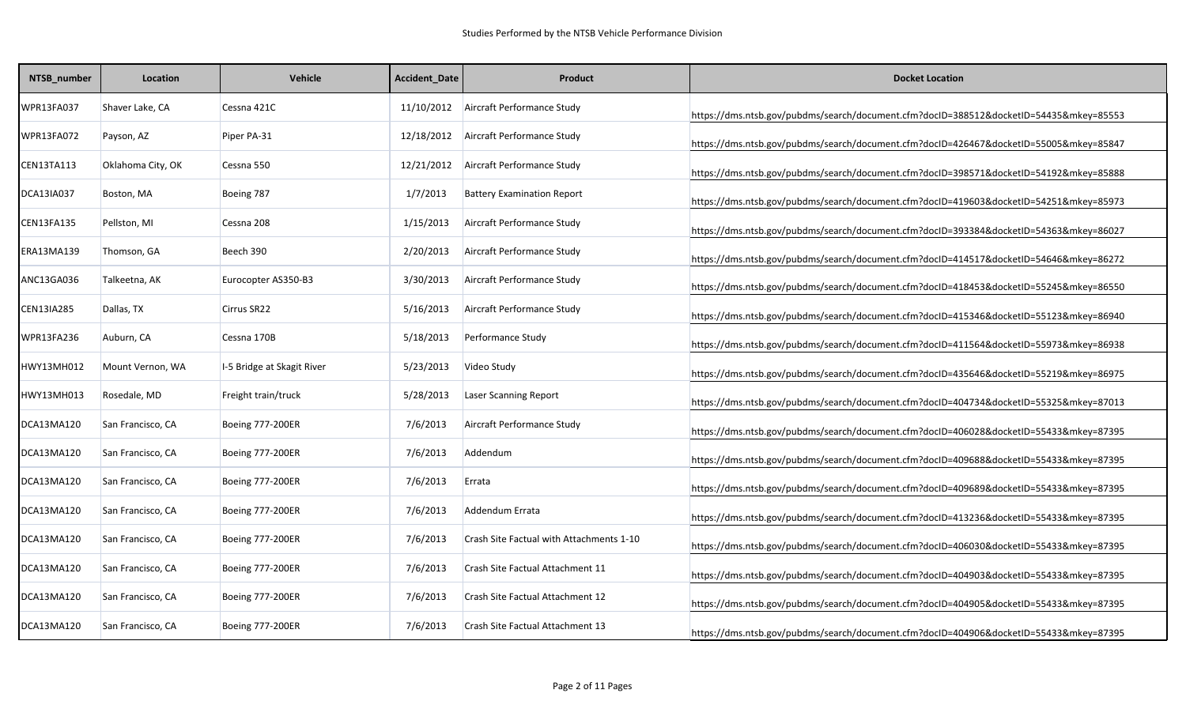| NTSB_number | Location | Vehicle | Accident_Date | Product | Docket Location |
|---|---|---|---|---|---|
| WPR13FA037 | Shaver Lake, CA | Cessna 421C | 11/10/2012 | Aircraft Performance Study | https://dms.ntsb.gov/pubdms/search/document.cfm?docID=388512&docketID=54435&mkey=85553 |
| WPR13FA072 | Payson, AZ | Piper PA-31 | 12/18/2012 | Aircraft Performance Study | https://dms.ntsb.gov/pubdms/search/document.cfm?docID=426467&docketID=55005&mkey=85847 |
| CEN13TA113 | Oklahoma City, OK | Cessna 550 | 12/21/2012 | Aircraft Performance Study | https://dms.ntsb.gov/pubdms/search/document.cfm?docID=398571&docketID=54192&mkey=85888 |
| DCA13IA037 | Boston, MA | Boeing 787 | 1/7/2013 | Battery Examination Report | https://dms.ntsb.gov/pubdms/search/document.cfm?docID=419603&docketID=54251&mkey=85973 |
| CEN13FA135 | Pellston, MI | Cessna 208 | 1/15/2013 | Aircraft Performance Study | https://dms.ntsb.gov/pubdms/search/document.cfm?docID=393384&docketID=54363&mkey=86027 |
| ERA13MA139 | Thomson, GA | Beech 390 | 2/20/2013 | Aircraft Performance Study | https://dms.ntsb.gov/pubdms/search/document.cfm?docID=414517&docketID=54646&mkey=86272 |
| ANC13GA036 | Talkeetna, AK | Eurocopter AS350-B3 | 3/30/2013 | Aircraft Performance Study | https://dms.ntsb.gov/pubdms/search/document.cfm?docID=418453&docketID=55245&mkey=86550 |
| CEN13IA285 | Dallas, TX | Cirrus SR22 | 5/16/2013 | Aircraft Performance Study | https://dms.ntsb.gov/pubdms/search/document.cfm?docID=415346&docketID=55123&mkey=86940 |
| WPR13FA236 | Auburn, CA | Cessna 170B | 5/18/2013 | Performance Study | https://dms.ntsb.gov/pubdms/search/document.cfm?docID=411564&docketID=55973&mkey=86938 |
| HWY13MH012 | Mount Vernon, WA | I-5 Bridge at Skagit River | 5/23/2013 | Video Study | https://dms.ntsb.gov/pubdms/search/document.cfm?docID=435646&docketID=55219&mkey=86975 |
| HWY13MH013 | Rosedale, MD | Freight train/truck | 5/28/2013 | Laser Scanning Report | https://dms.ntsb.gov/pubdms/search/document.cfm?docID=404734&docketID=55325&mkey=87013 |
| DCA13MA120 | San Francisco, CA | Boeing 777-200ER | 7/6/2013 | Aircraft Performance Study | https://dms.ntsb.gov/pubdms/search/document.cfm?docID=406028&docketID=55433&mkey=87395 |
| DCA13MA120 | San Francisco, CA | Boeing 777-200ER | 7/6/2013 | Addendum | https://dms.ntsb.gov/pubdms/search/document.cfm?docID=409688&docketID=55433&mkey=87395 |
| DCA13MA120 | San Francisco, CA | Boeing 777-200ER | 7/6/2013 | Errata | https://dms.ntsb.gov/pubdms/search/document.cfm?docID=409689&docketID=55433&mkey=87395 |
| DCA13MA120 | San Francisco, CA | Boeing 777-200ER | 7/6/2013 | Addendum Errata | https://dms.ntsb.gov/pubdms/search/document.cfm?docID=413236&docketID=55433&mkey=87395 |
| DCA13MA120 | San Francisco, CA | Boeing 777-200ER | 7/6/2013 | Crash Site Factual with Attachments 1-10 | https://dms.ntsb.gov/pubdms/search/document.cfm?docID=406030&docketID=55433&mkey=87395 |
| DCA13MA120 | San Francisco, CA | Boeing 777-200ER | 7/6/2013 | Crash Site Factual Attachment 11 | https://dms.ntsb.gov/pubdms/search/document.cfm?docID=404903&docketID=55433&mkey=87395 |
| DCA13MA120 | San Francisco, CA | Boeing 777-200ER | 7/6/2013 | Crash Site Factual Attachment 12 | https://dms.ntsb.gov/pubdms/search/document.cfm?docID=404905&docketID=55433&mkey=87395 |
| DCA13MA120 | San Francisco, CA | Boeing 777-200ER | 7/6/2013 | Crash Site Factual Attachment 13 | https://dms.ntsb.gov/pubdms/search/document.cfm?docID=404906&docketID=55433&mkey=87395 |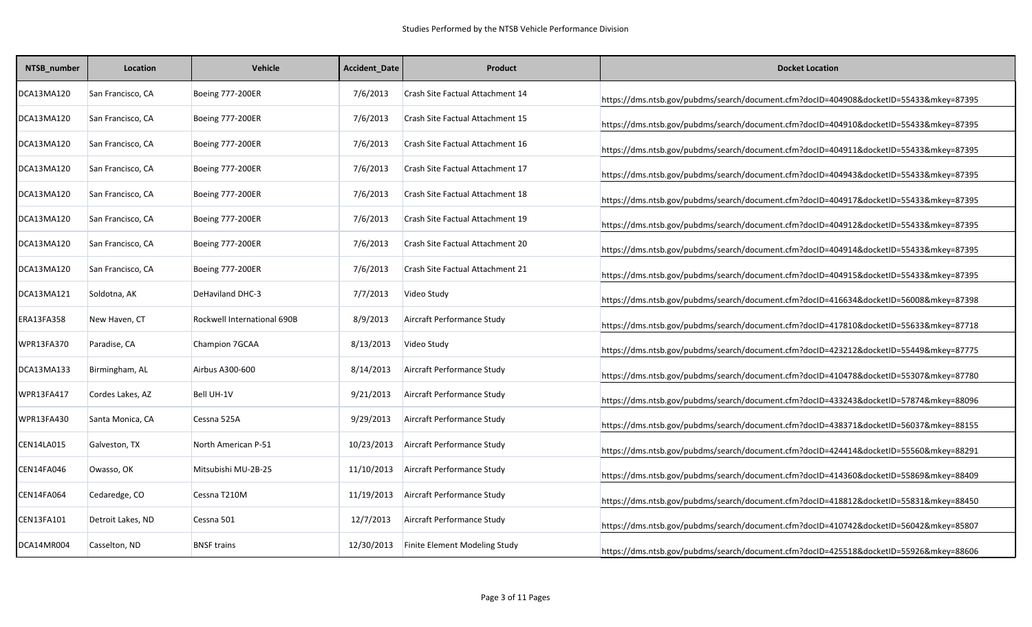| NTSB_number | Location | Vehicle | Accident_Date | Product | Docket Location |
|---|---|---|---|---|---|
| DCA13MA120 | San Francisco, CA | Boeing 777-200ER | 7/6/2013 | Crash Site Factual Attachment 14 | https://dms.ntsb.gov/pubdms/search/document.cfm?docID=404908&docketID=55433&mkey=87395 |
| DCA13MA120 | San Francisco, CA | Boeing 777-200ER | 7/6/2013 | Crash Site Factual Attachment 15 | https://dms.ntsb.gov/pubdms/search/document.cfm?docID=404910&docketID=55433&mkey=87395 |
| DCA13MA120 | San Francisco, CA | Boeing 777-200ER | 7/6/2013 | Crash Site Factual Attachment 16 | https://dms.ntsb.gov/pubdms/search/document.cfm?docID=404911&docketID=55433&mkey=87395 |
| DCA13MA120 | San Francisco, CA | Boeing 777-200ER | 7/6/2013 | Crash Site Factual Attachment 17 | https://dms.ntsb.gov/pubdms/search/document.cfm?docID=404943&docketID=55433&mkey=87395 |
| DCA13MA120 | San Francisco, CA | Boeing 777-200ER | 7/6/2013 | Crash Site Factual Attachment 18 | https://dms.ntsb.gov/pubdms/search/document.cfm?docID=404917&docketID=55433&mkey=87395 |
| DCA13MA120 | San Francisco, CA | Boeing 777-200ER | 7/6/2013 | Crash Site Factual Attachment 19 | https://dms.ntsb.gov/pubdms/search/document.cfm?docID=404912&docketID=55433&mkey=87395 |
| DCA13MA120 | San Francisco, CA | Boeing 777-200ER | 7/6/2013 | Crash Site Factual Attachment 20 | https://dms.ntsb.gov/pubdms/search/document.cfm?docID=404914&docketID=55433&mkey=87395 |
| DCA13MA120 | San Francisco, CA | Boeing 777-200ER | 7/6/2013 | Crash Site Factual Attachment 21 | https://dms.ntsb.gov/pubdms/search/document.cfm?docID=404915&docketID=55433&mkey=87395 |
| DCA13MA121 | Soldotna, AK | DeHaviland DHC-3 | 7/7/2013 | Video Study | https://dms.ntsb.gov/pubdms/search/document.cfm?docID=416634&docketID=56008&mkey=87398 |
| ERA13FA358 | New Haven, CT | Rockwell International 690B | 8/9/2013 | Aircraft Performance Study | https://dms.ntsb.gov/pubdms/search/document.cfm?docID=417810&docketID=55633&mkey=87718 |
| WPR13FA370 | Paradise, CA | Champion 7GCAA | 8/13/2013 | Video Study | https://dms.ntsb.gov/pubdms/search/document.cfm?docID=423212&docketID=55449&mkey=87775 |
| DCA13MA133 | Birmingham, AL | Airbus A300-600 | 8/14/2013 | Aircraft Performance Study | https://dms.ntsb.gov/pubdms/search/document.cfm?docID=410478&docketID=55307&mkey=87780 |
| WPR13FA417 | Cordes Lakes, AZ | Bell UH-1V | 9/21/2013 | Aircraft Performance Study | https://dms.ntsb.gov/pubdms/search/document.cfm?docID=433243&docketID=57874&mkey=88096 |
| WPR13FA430 | Santa Monica, CA | Cessna 525A | 9/29/2013 | Aircraft Performance Study | https://dms.ntsb.gov/pubdms/search/document.cfm?docID=438371&docketID=56037&mkey=88155 |
| CEN14LA015 | Galveston, TX | North American P-51 | 10/23/2013 | Aircraft Performance Study | https://dms.ntsb.gov/pubdms/search/document.cfm?docID=424414&docketID=55560&mkey=88291 |
| CEN14FA046 | Owasso, OK | Mitsubishi MU-2B-25 | 11/10/2013 | Aircraft Performance Study | https://dms.ntsb.gov/pubdms/search/document.cfm?docID=414360&docketID=55869&mkey=88409 |
| CEN14FA064 | Cedaredge, CO | Cessna T210M | 11/19/2013 | Aircraft Performance Study | https://dms.ntsb.gov/pubdms/search/document.cfm?docID=418812&docketID=55831&mkey=88450 |
| CEN13FA101 | Detroit Lakes, ND | Cessna 501 | 12/7/2013 | Aircraft Performance Study | https://dms.ntsb.gov/pubdms/search/document.cfm?docID=410742&docketID=56042&mkey=85807 |
| DCA14MR004 | Casselton, ND | BNSF trains | 12/30/2013 | Finite Element Modeling Study | https://dms.ntsb.gov/pubdms/search/document.cfm?docID=425518&docketID=55926&mkey=88606 |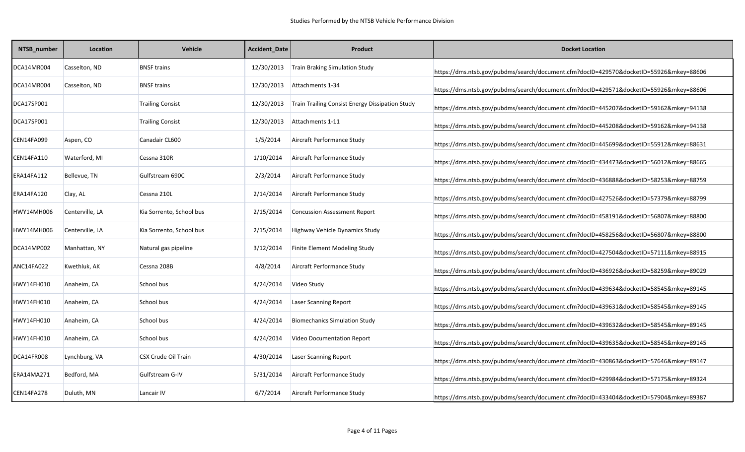| NTSB_number | Location | Vehicle | Accident_Date | Product | Docket Location |
|---|---|---|---|---|---|
| DCA14MR004 | Casselton, ND | BNSF trains | 12/30/2013 | Train Braking Simulation Study | https://dms.ntsb.gov/pubdms/search/document.cfm?docID=429570&docketID=55926&mkey=88606 |
| DCA14MR004 | Casselton, ND | BNSF trains | 12/30/2013 | Attachments 1-34 | https://dms.ntsb.gov/pubdms/search/document.cfm?docID=429571&docketID=55926&mkey=88606 |
| DCA17SP001 | | Trailing Consist | 12/30/2013 | Train Trailing Consist Energy Dissipation Study | https://dms.ntsb.gov/pubdms/search/document.cfm?docID=445207&docketID=59162&mkey=94138 |
| DCA17SP001 | | Trailing Consist | 12/30/2013 | Attachments 1-11 | https://dms.ntsb.gov/pubdms/search/document.cfm?docID=445208&docketID=59162&mkey=94138 |
| CEN14FA099 | Aspen, CO | Canadair CL600 | 1/5/2014 | Aircraft Performance Study | https://dms.ntsb.gov/pubdms/search/document.cfm?docID=445699&docketID=55912&mkey=88631 |
| CEN14FA110 | Waterford, MI | Cessna 310R | 1/10/2014 | Aircraft Performance Study | https://dms.ntsb.gov/pubdms/search/document.cfm?docID=434473&docketID=56012&mkey=88665 |
| ERA14FA112 | Bellevue, TN | Gulfstream 690C | 2/3/2014 | Aircraft Performance Study | https://dms.ntsb.gov/pubdms/search/document.cfm?docID=436888&docketID=58253&mkey=88759 |
| ERA14FA120 | Clay, AL | Cessna 210L | 2/14/2014 | Aircraft Performance Study | https://dms.ntsb.gov/pubdms/search/document.cfm?docID=427526&docketID=57379&mkey=88799 |
| HWY14MH006 | Centerville, LA | Kia Sorrento, School bus | 2/15/2014 | Concussion Assessment Report | https://dms.ntsb.gov/pubdms/search/document.cfm?docID=458191&docketID=56807&mkey=88800 |
| HWY14MH006 | Centerville, LA | Kia Sorrento, School bus | 2/15/2014 | Highway Vehicle Dynamics Study | https://dms.ntsb.gov/pubdms/search/document.cfm?docID=458256&docketID=56807&mkey=88800 |
| DCA14MP002 | Manhattan, NY | Natural gas pipeline | 3/12/2014 | Finite Element Modeling Study | https://dms.ntsb.gov/pubdms/search/document.cfm?docID=427504&docketID=57111&mkey=88915 |
| ANC14FA022 | Kwethluk, AK | Cessna 208B | 4/8/2014 | Aircraft Performance Study | https://dms.ntsb.gov/pubdms/search/document.cfm?docID=436926&docketID=58259&mkey=89029 |
| HWY14FH010 | Anaheim, CA | School bus | 4/24/2014 | Video Study | https://dms.ntsb.gov/pubdms/search/document.cfm?docID=439634&docketID=58545&mkey=89145 |
| HWY14FH010 | Anaheim, CA | School bus | 4/24/2014 | Laser Scanning Report | https://dms.ntsb.gov/pubdms/search/document.cfm?docID=439631&docketID=58545&mkey=89145 |
| HWY14FH010 | Anaheim, CA | School bus | 4/24/2014 | Biomechanics Simulation Study | https://dms.ntsb.gov/pubdms/search/document.cfm?docID=439632&docketID=58545&mkey=89145 |
| HWY14FH010 | Anaheim, CA | School bus | 4/24/2014 | Video Documentation Report | https://dms.ntsb.gov/pubdms/search/document.cfm?docID=439635&docketID=58545&mkey=89145 |
| DCA14FR008 | Lynchburg, VA | CSX Crude Oil Train | 4/30/2014 | Laser Scanning Report | https://dms.ntsb.gov/pubdms/search/document.cfm?docID=430863&docketID=57646&mkey=89147 |
| ERA14MA271 | Bedford, MA | Gulfstream G-IV | 5/31/2014 | Aircraft Performance Study | https://dms.ntsb.gov/pubdms/search/document.cfm?docID=429984&docketID=57175&mkey=89324 |
| CEN14FA278 | Duluth, MN | Lancair IV | 6/7/2014 | Aircraft Performance Study | https://dms.ntsb.gov/pubdms/search/document.cfm?docID=433404&docketID=57904&mkey=89387 |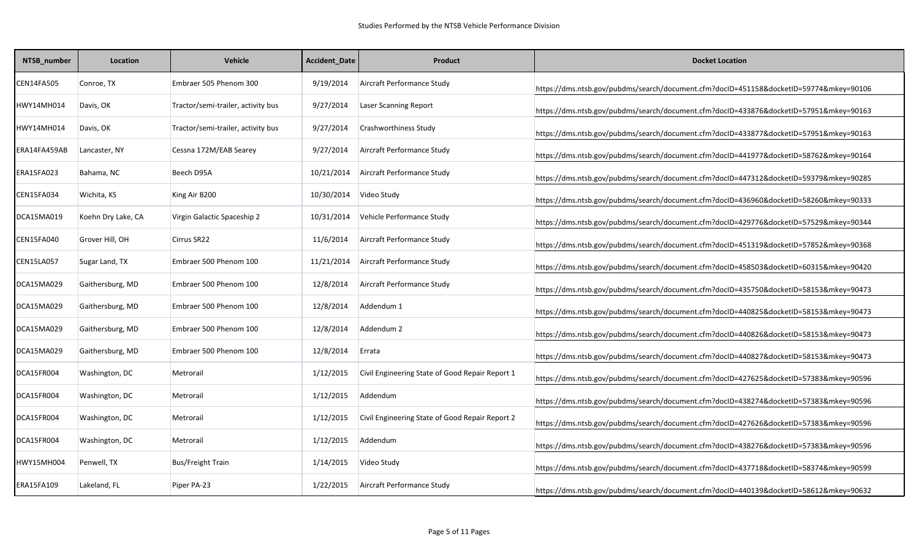| NTSB_number | Location | Vehicle | Accident_Date | Product | Docket Location |
|---|---|---|---|---|---|
| CEN14FA505 | Conroe, TX | Embraer 505 Phenom 300 | 9/19/2014 | Aircraft Performance Study | https://dms.ntsb.gov/pubdms/search/document.cfm?docID=451158&docketID=59774&mkey=90106 |
| HWY14MH014 | Davis, OK | Tractor/semi-trailer, activity bus | 9/27/2014 | Laser Scanning Report | https://dms.ntsb.gov/pubdms/search/document.cfm?docID=433876&docketID=57951&mkey=90163 |
| HWY14MH014 | Davis, OK | Tractor/semi-trailer, activity bus | 9/27/2014 | Crashworthiness Study | https://dms.ntsb.gov/pubdms/search/document.cfm?docID=433877&docketID=57951&mkey=90163 |
| ERA14FA459AB | Lancaster, NY | Cessna 172M/EAB Searey | 9/27/2014 | Aircraft Performance Study | https://dms.ntsb.gov/pubdms/search/document.cfm?docID=441977&docketID=58762&mkey=90164 |
| ERA15FA023 | Bahama, NC | Beech D95A | 10/21/2014 | Aircraft Performance Study | https://dms.ntsb.gov/pubdms/search/document.cfm?docID=447312&docketID=59379&mkey=90285 |
| CEN15FA034 | Wichita, KS | King Air B200 | 10/30/2014 | Video Study | https://dms.ntsb.gov/pubdms/search/document.cfm?docID=436960&docketID=58260&mkey=90333 |
| DCA15MA019 | Koehn Dry Lake, CA | Virgin Galactic Spaceship 2 | 10/31/2014 | Vehicle Performance Study | https://dms.ntsb.gov/pubdms/search/document.cfm?docID=429776&docketID=57529&mkey=90344 |
| CEN15FA040 | Grover Hill, OH | Cirrus SR22 | 11/6/2014 | Aircraft Performance Study | https://dms.ntsb.gov/pubdms/search/document.cfm?docID=451319&docketID=57852&mkey=90368 |
| CEN15LA057 | Sugar Land, TX | Embraer 500 Phenom 100 | 11/21/2014 | Aircraft Performance Study | https://dms.ntsb.gov/pubdms/search/document.cfm?docID=458503&docketID=60315&mkey=90420 |
| DCA15MA029 | Gaithersburg, MD | Embraer 500 Phenom 100 | 12/8/2014 | Aircraft Performance Study | https://dms.ntsb.gov/pubdms/search/document.cfm?docID=435750&docketID=58153&mkey=90473 |
| DCA15MA029 | Gaithersburg, MD | Embraer 500 Phenom 100 | 12/8/2014 | Addendum 1 | https://dms.ntsb.gov/pubdms/search/document.cfm?docID=440825&docketID=58153&mkey=90473 |
| DCA15MA029 | Gaithersburg, MD | Embraer 500 Phenom 100 | 12/8/2014 | Addendum 2 | https://dms.ntsb.gov/pubdms/search/document.cfm?docID=440826&docketID=58153&mkey=90473 |
| DCA15MA029 | Gaithersburg, MD | Embraer 500 Phenom 100 | 12/8/2014 | Errata | https://dms.ntsb.gov/pubdms/search/document.cfm?docID=440827&docketID=58153&mkey=90473 |
| DCA15FR004 | Washington, DC | Metrorail | 1/12/2015 | Civil Engineering State of Good Repair Report 1 | https://dms.ntsb.gov/pubdms/search/document.cfm?docID=427625&docketID=57383&mkey=90596 |
| DCA15FR004 | Washington, DC | Metrorail | 1/12/2015 | Addendum | https://dms.ntsb.gov/pubdms/search/document.cfm?docID=438274&docketID=57383&mkey=90596 |
| DCA15FR004 | Washington, DC | Metrorail | 1/12/2015 | Civil Engineering State of Good Repair Report 2 | https://dms.ntsb.gov/pubdms/search/document.cfm?docID=427626&docketID=57383&mkey=90596 |
| DCA15FR004 | Washington, DC | Metrorail | 1/12/2015 | Addendum | https://dms.ntsb.gov/pubdms/search/document.cfm?docID=438276&docketID=57383&mkey=90596 |
| HWY15MH004 | Penwell, TX | Bus/Freight Train | 1/14/2015 | Video Study | https://dms.ntsb.gov/pubdms/search/document.cfm?docID=437718&docketID=58374&mkey=90599 |
| ERA15FA109 | Lakeland, FL | Piper PA-23 | 1/22/2015 | Aircraft Performance Study | https://dms.ntsb.gov/pubdms/search/document.cfm?docID=440139&docketID=58612&mkey=90632 |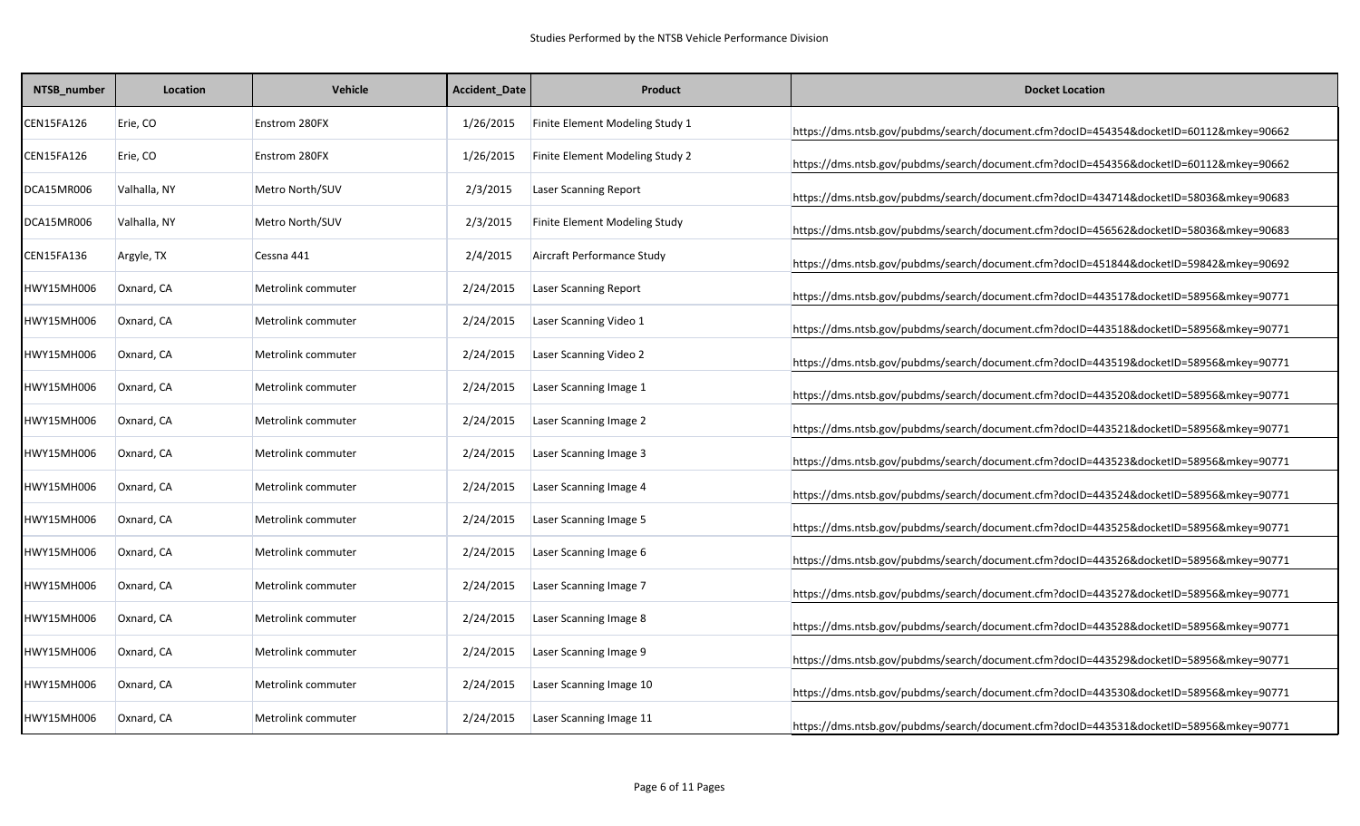| NTSB_number | Location | Vehicle | Accident_Date | Product | Docket Location |
|---|---|---|---|---|---|
| CEN15FA126 | Erie, CO | Enstrom 280FX | 1/26/2015 | Finite Element Modeling Study 1 | https://dms.ntsb.gov/pubdms/search/document.cfm?docID=454354&docketID=60112&mkey=90662 |
| CEN15FA126 | Erie, CO | Enstrom 280FX | 1/26/2015 | Finite Element Modeling Study 2 | https://dms.ntsb.gov/pubdms/search/document.cfm?docID=454356&docketID=60112&mkey=90662 |
| DCA15MR006 | Valhalla, NY | Metro North/SUV | 2/3/2015 | Laser Scanning Report | https://dms.ntsb.gov/pubdms/search/document.cfm?docID=434714&docketID=58036&mkey=90683 |
| DCA15MR006 | Valhalla, NY | Metro North/SUV | 2/3/2015 | Finite Element Modeling Study | https://dms.ntsb.gov/pubdms/search/document.cfm?docID=456562&docketID=58036&mkey=90683 |
| CEN15FA136 | Argyle, TX | Cessna 441 | 2/4/2015 | Aircraft Performance Study | https://dms.ntsb.gov/pubdms/search/document.cfm?docID=451844&docketID=59842&mkey=90692 |
| HWY15MH006 | Oxnard, CA | Metrolink commuter | 2/24/2015 | Laser Scanning Report | https://dms.ntsb.gov/pubdms/search/document.cfm?docID=443517&docketID=58956&mkey=90771 |
| HWY15MH006 | Oxnard, CA | Metrolink commuter | 2/24/2015 | Laser Scanning Video 1 | https://dms.ntsb.gov/pubdms/search/document.cfm?docID=443518&docketID=58956&mkey=90771 |
| HWY15MH006 | Oxnard, CA | Metrolink commuter | 2/24/2015 | Laser Scanning Video 2 | https://dms.ntsb.gov/pubdms/search/document.cfm?docID=443519&docketID=58956&mkey=90771 |
| HWY15MH006 | Oxnard, CA | Metrolink commuter | 2/24/2015 | Laser Scanning Image 1 | https://dms.ntsb.gov/pubdms/search/document.cfm?docID=443520&docketID=58956&mkey=90771 |
| HWY15MH006 | Oxnard, CA | Metrolink commuter | 2/24/2015 | Laser Scanning Image 2 | https://dms.ntsb.gov/pubdms/search/document.cfm?docID=443521&docketID=58956&mkey=90771 |
| HWY15MH006 | Oxnard, CA | Metrolink commuter | 2/24/2015 | Laser Scanning Image 3 | https://dms.ntsb.gov/pubdms/search/document.cfm?docID=443523&docketID=58956&mkey=90771 |
| HWY15MH006 | Oxnard, CA | Metrolink commuter | 2/24/2015 | Laser Scanning Image 4 | https://dms.ntsb.gov/pubdms/search/document.cfm?docID=443524&docketID=58956&mkey=90771 |
| HWY15MH006 | Oxnard, CA | Metrolink commuter | 2/24/2015 | Laser Scanning Image 5 | https://dms.ntsb.gov/pubdms/search/document.cfm?docID=443525&docketID=58956&mkey=90771 |
| HWY15MH006 | Oxnard, CA | Metrolink commuter | 2/24/2015 | Laser Scanning Image 6 | https://dms.ntsb.gov/pubdms/search/document.cfm?docID=443526&docketID=58956&mkey=90771 |
| HWY15MH006 | Oxnard, CA | Metrolink commuter | 2/24/2015 | Laser Scanning Image 7 | https://dms.ntsb.gov/pubdms/search/document.cfm?docID=443527&docketID=58956&mkey=90771 |
| HWY15MH006 | Oxnard, CA | Metrolink commuter | 2/24/2015 | Laser Scanning Image 8 | https://dms.ntsb.gov/pubdms/search/document.cfm?docID=443528&docketID=58956&mkey=90771 |
| HWY15MH006 | Oxnard, CA | Metrolink commuter | 2/24/2015 | Laser Scanning Image 9 | https://dms.ntsb.gov/pubdms/search/document.cfm?docID=443529&docketID=58956&mkey=90771 |
| HWY15MH006 | Oxnard, CA | Metrolink commuter | 2/24/2015 | Laser Scanning Image 10 | https://dms.ntsb.gov/pubdms/search/document.cfm?docID=443530&docketID=58956&mkey=90771 |
| HWY15MH006 | Oxnard, CA | Metrolink commuter | 2/24/2015 | Laser Scanning Image 11 | https://dms.ntsb.gov/pubdms/search/document.cfm?docID=443531&docketID=58956&mkey=90771 |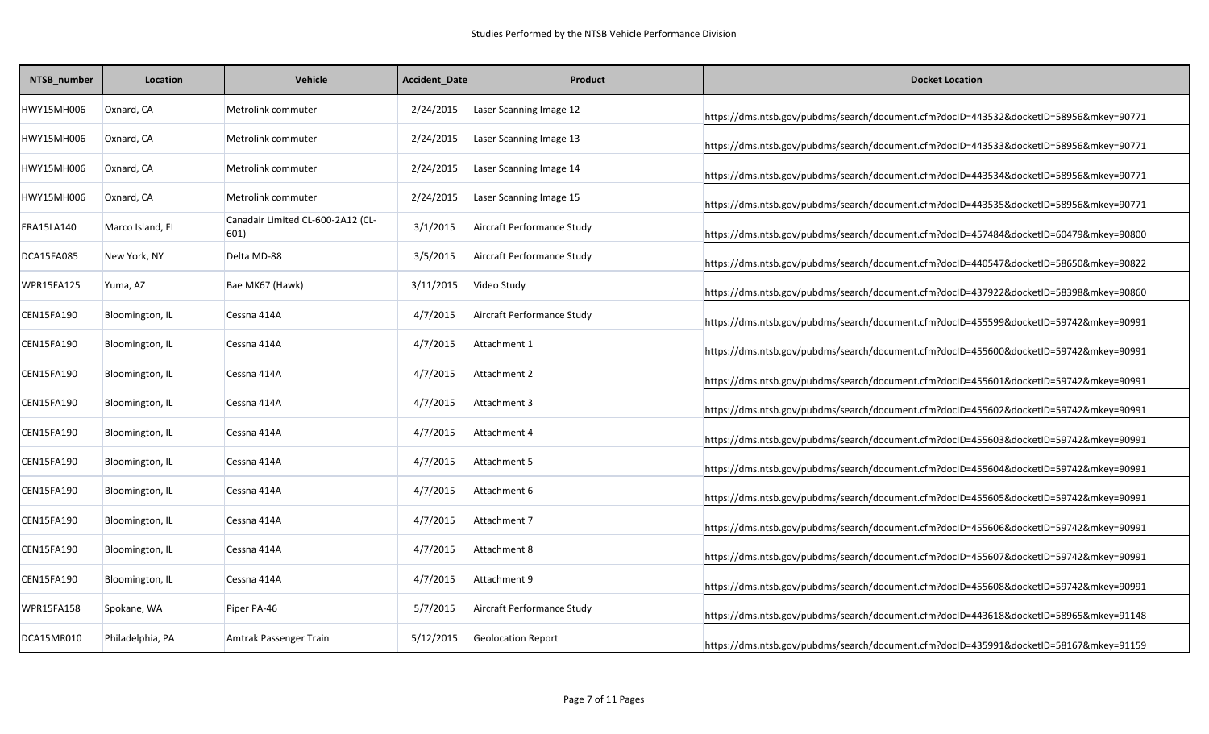| NTSB_number | Location | Vehicle | Accident_Date | Product | Docket Location |
|---|---|---|---|---|---|
| HWY15MH006 | Oxnard, CA | Metrolink commuter | 2/24/2015 | Laser Scanning Image 12 | https://dms.ntsb.gov/pubdms/search/document.cfm?docID=443532&docketID=58956&mkey=90771 |
| HWY15MH006 | Oxnard, CA | Metrolink commuter | 2/24/2015 | Laser Scanning Image 13 | https://dms.ntsb.gov/pubdms/search/document.cfm?docID=443533&docketID=58956&mkey=90771 |
| HWY15MH006 | Oxnard, CA | Metrolink commuter | 2/24/2015 | Laser Scanning Image 14 | https://dms.ntsb.gov/pubdms/search/document.cfm?docID=443534&docketID=58956&mkey=90771 |
| HWY15MH006 | Oxnard, CA | Metrolink commuter | 2/24/2015 | Laser Scanning Image 15 | https://dms.ntsb.gov/pubdms/search/document.cfm?docID=443535&docketID=58956&mkey=90771 |
| ERA15LA140 | Marco Island, FL | Canadair Limited CL-600-2A12 (CL-601) | 3/1/2015 | Aircraft Performance Study | https://dms.ntsb.gov/pubdms/search/document.cfm?docID=457484&docketID=60479&mkey=90800 |
| DCA15FA085 | New York, NY | Delta MD-88 | 3/5/2015 | Aircraft Performance Study | https://dms.ntsb.gov/pubdms/search/document.cfm?docID=440547&docketID=58650&mkey=90822 |
| WPR15FA125 | Yuma, AZ | Bae MK67 (Hawk) | 3/11/2015 | Video Study | https://dms.ntsb.gov/pubdms/search/document.cfm?docID=437922&docketID=58398&mkey=90860 |
| CEN15FA190 | Bloomington, IL | Cessna 414A | 4/7/2015 | Aircraft Performance Study | https://dms.ntsb.gov/pubdms/search/document.cfm?docID=455599&docketID=59742&mkey=90991 |
| CEN15FA190 | Bloomington, IL | Cessna 414A | 4/7/2015 | Attachment 1 | https://dms.ntsb.gov/pubdms/search/document.cfm?docID=455600&docketID=59742&mkey=90991 |
| CEN15FA190 | Bloomington, IL | Cessna 414A | 4/7/2015 | Attachment 2 | https://dms.ntsb.gov/pubdms/search/document.cfm?docID=455601&docketID=59742&mkey=90991 |
| CEN15FA190 | Bloomington, IL | Cessna 414A | 4/7/2015 | Attachment 3 | https://dms.ntsb.gov/pubdms/search/document.cfm?docID=455602&docketID=59742&mkey=90991 |
| CEN15FA190 | Bloomington, IL | Cessna 414A | 4/7/2015 | Attachment 4 | https://dms.ntsb.gov/pubdms/search/document.cfm?docID=455603&docketID=59742&mkey=90991 |
| CEN15FA190 | Bloomington, IL | Cessna 414A | 4/7/2015 | Attachment 5 | https://dms.ntsb.gov/pubdms/search/document.cfm?docID=455604&docketID=59742&mkey=90991 |
| CEN15FA190 | Bloomington, IL | Cessna 414A | 4/7/2015 | Attachment 6 | https://dms.ntsb.gov/pubdms/search/document.cfm?docID=455605&docketID=59742&mkey=90991 |
| CEN15FA190 | Bloomington, IL | Cessna 414A | 4/7/2015 | Attachment 7 | https://dms.ntsb.gov/pubdms/search/document.cfm?docID=455606&docketID=59742&mkey=90991 |
| CEN15FA190 | Bloomington, IL | Cessna 414A | 4/7/2015 | Attachment 8 | https://dms.ntsb.gov/pubdms/search/document.cfm?docID=455607&docketID=59742&mkey=90991 |
| CEN15FA190 | Bloomington, IL | Cessna 414A | 4/7/2015 | Attachment 9 | https://dms.ntsb.gov/pubdms/search/document.cfm?docID=455608&docketID=59742&mkey=90991 |
| WPR15FA158 | Spokane, WA | Piper PA-46 | 5/7/2015 | Aircraft Performance Study | https://dms.ntsb.gov/pubdms/search/document.cfm?docID=443618&docketID=58965&mkey=91148 |
| DCA15MR010 | Philadelphia, PA | Amtrak Passenger Train | 5/12/2015 | Geolocation Report | https://dms.ntsb.gov/pubdms/search/document.cfm?docID=435991&docketID=58167&mkey=91159 |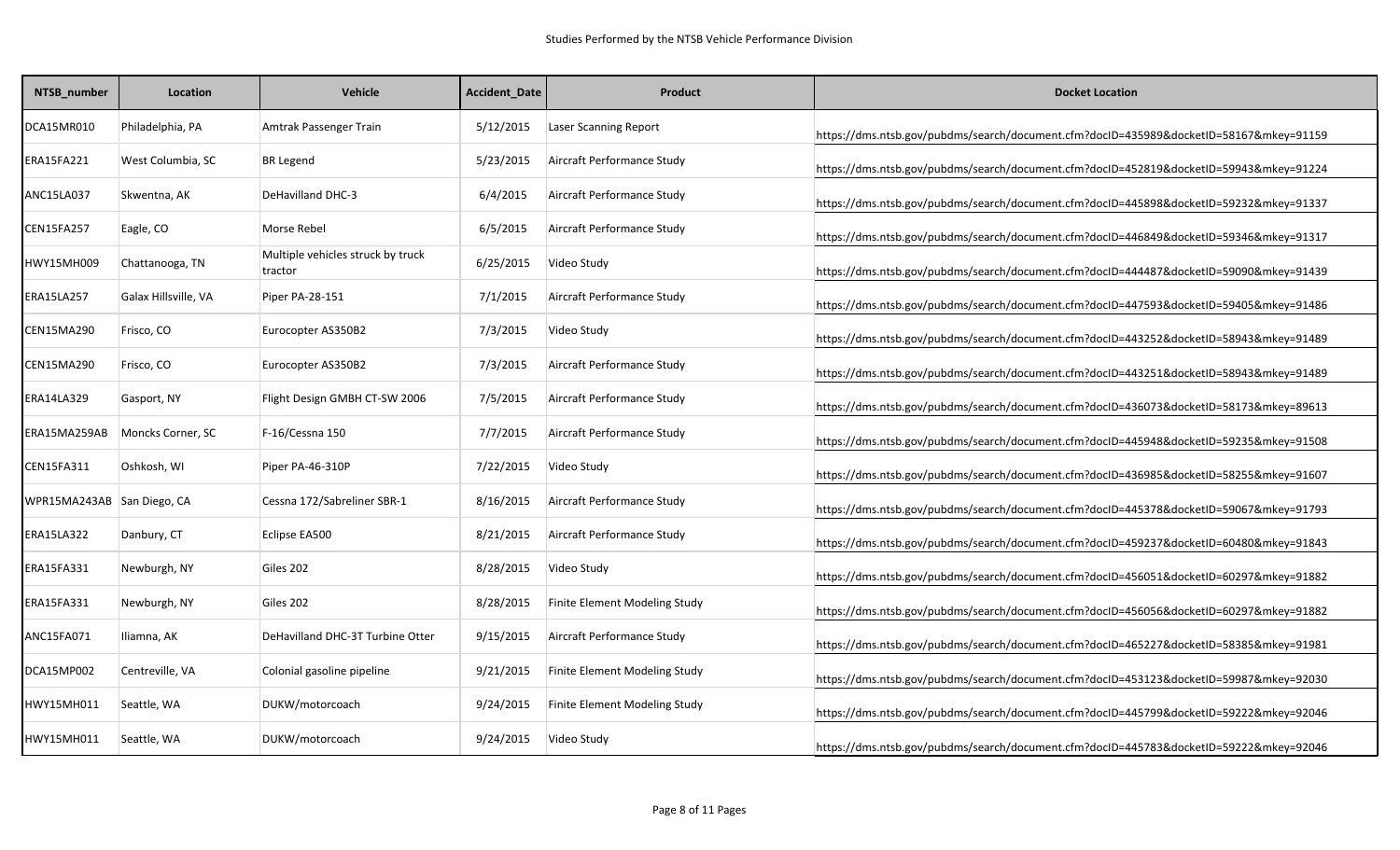| NTSB_number | Location | Vehicle | Accident_Date | Product | Docket Location |
|---|---|---|---|---|---|
| DCA15MR010 | Philadelphia, PA | Amtrak Passenger Train | 5/12/2015 | Laser Scanning Report | https://dms.ntsb.gov/pubdms/search/document.cfm?docID=435989&docketID=58167&mkey=91159 |
| ERA15FA221 | West Columbia, SC | BR Legend | 5/23/2015 | Aircraft Performance Study | https://dms.ntsb.gov/pubdms/search/document.cfm?docID=452819&docketID=59943&mkey=91224 |
| ANC15LA037 | Skwentna, AK | DeHavilland DHC-3 | 6/4/2015 | Aircraft Performance Study | https://dms.ntsb.gov/pubdms/search/document.cfm?docID=445898&docketID=59232&mkey=91337 |
| CEN15FA257 | Eagle, CO | Morse Rebel | 6/5/2015 | Aircraft Performance Study | https://dms.ntsb.gov/pubdms/search/document.cfm?docID=446849&docketID=59346&mkey=91317 |
| HWY15MH009 | Chattanooga, TN | Multiple vehicles struck by truck tractor | 6/25/2015 | Video Study | https://dms.ntsb.gov/pubdms/search/document.cfm?docID=444487&docketID=59090&mkey=91439 |
| ERA15LA257 | Galax Hillsville, VA | Piper PA-28-151 | 7/1/2015 | Aircraft Performance Study | https://dms.ntsb.gov/pubdms/search/document.cfm?docID=447593&docketID=59405&mkey=91486 |
| CEN15MA290 | Frisco, CO | Eurocopter AS350B2 | 7/3/2015 | Video Study | https://dms.ntsb.gov/pubdms/search/document.cfm?docID=443252&docketID=58943&mkey=91489 |
| CEN15MA290 | Frisco, CO | Eurocopter AS350B2 | 7/3/2015 | Aircraft Performance Study | https://dms.ntsb.gov/pubdms/search/document.cfm?docID=443251&docketID=58943&mkey=91489 |
| ERA14LA329 | Gasport, NY | Flight Design GMBH CT-SW 2006 | 7/5/2015 | Aircraft Performance Study | https://dms.ntsb.gov/pubdms/search/document.cfm?docID=436073&docketID=58173&mkey=89613 |
| ERA15MA259AB | Moncks Corner, SC | F-16/Cessna 150 | 7/7/2015 | Aircraft Performance Study | https://dms.ntsb.gov/pubdms/search/document.cfm?docID=445948&docketID=59235&mkey=91508 |
| CEN15FA311 | Oshkosh, WI | Piper PA-46-310P | 7/22/2015 | Video Study | https://dms.ntsb.gov/pubdms/search/document.cfm?docID=436985&docketID=58255&mkey=91607 |
| WPR15MA243AB | San Diego, CA | Cessna 172/Sabreliner SBR-1 | 8/16/2015 | Aircraft Performance Study | https://dms.ntsb.gov/pubdms/search/document.cfm?docID=445378&docketID=59067&mkey=91793 |
| ERA15LA322 | Danbury, CT | Eclipse EA500 | 8/21/2015 | Aircraft Performance Study | https://dms.ntsb.gov/pubdms/search/document.cfm?docID=459237&docketID=60480&mkey=91843 |
| ERA15FA331 | Newburgh, NY | Giles 202 | 8/28/2015 | Video Study | https://dms.ntsb.gov/pubdms/search/document.cfm?docID=456051&docketID=60297&mkey=91882 |
| ERA15FA331 | Newburgh, NY | Giles 202 | 8/28/2015 | Finite Element Modeling Study | https://dms.ntsb.gov/pubdms/search/document.cfm?docID=456056&docketID=60297&mkey=91882 |
| ANC15FA071 | Iliamna, AK | DeHavilland DHC-3T Turbine Otter | 9/15/2015 | Aircraft Performance Study | https://dms.ntsb.gov/pubdms/search/document.cfm?docID=465227&docketID=58385&mkey=91981 |
| DCA15MP002 | Centreville, VA | Colonial gasoline pipeline | 9/21/2015 | Finite Element Modeling Study | https://dms.ntsb.gov/pubdms/search/document.cfm?docID=453123&docketID=59987&mkey=92030 |
| HWY15MH011 | Seattle, WA | DUKW/motorcoach | 9/24/2015 | Finite Element Modeling Study | https://dms.ntsb.gov/pubdms/search/document.cfm?docID=445799&docketID=59222&mkey=92046 |
| HWY15MH011 | Seattle, WA | DUKW/motorcoach | 9/24/2015 | Video Study | https://dms.ntsb.gov/pubdms/search/document.cfm?docID=445783&docketID=59222&mkey=92046 |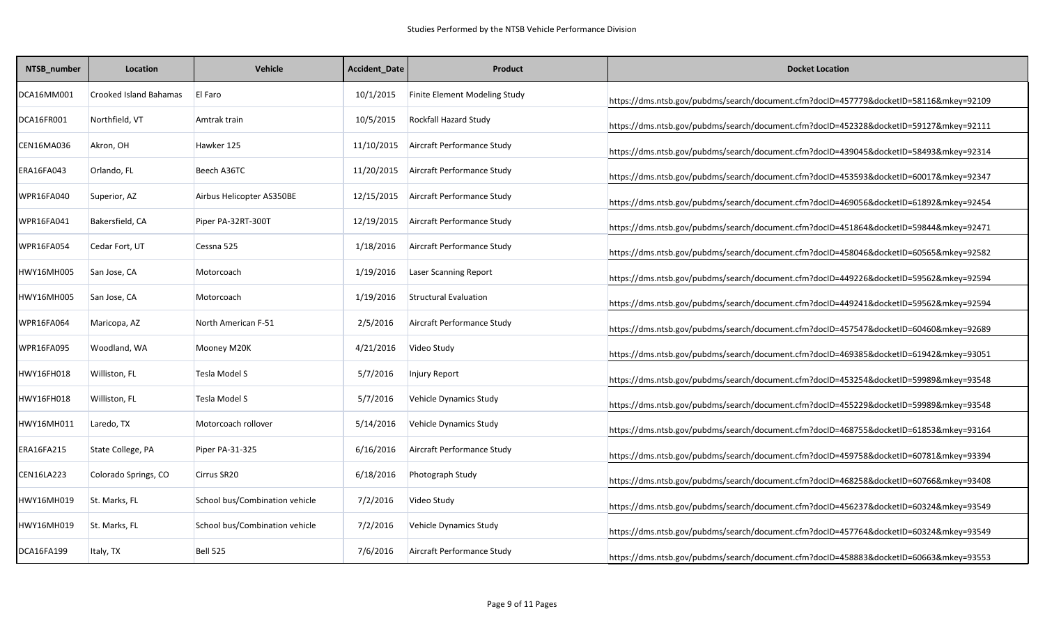| NTSB_number | Location | Vehicle | Accident_Date | Product | Docket Location |
|---|---|---|---|---|---|
| DCA16MM001 | Crooked Island Bahamas | El Faro | 10/1/2015 | Finite Element Modeling Study | https://dms.ntsb.gov/pubdms/search/document.cfm?docID=457779&docketID=58116&mkey=92109 |
| DCA16FR001 | Northfield, VT | Amtrak train | 10/5/2015 | Rockfall Hazard Study | https://dms.ntsb.gov/pubdms/search/document.cfm?docID=452328&docketID=59127&mkey=92111 |
| CEN16MA036 | Akron, OH | Hawker 125 | 11/10/2015 | Aircraft Performance Study | https://dms.ntsb.gov/pubdms/search/document.cfm?docID=439045&docketID=58493&mkey=92314 |
| ERA16FA043 | Orlando, FL | Beech A36TC | 11/20/2015 | Aircraft Performance Study | https://dms.ntsb.gov/pubdms/search/document.cfm?docID=453593&docketID=60017&mkey=92347 |
| WPR16FA040 | Superior, AZ | Airbus Helicopter AS350BE | 12/15/2015 | Aircraft Performance Study | https://dms.ntsb.gov/pubdms/search/document.cfm?docID=469056&docketID=61892&mkey=92454 |
| WPR16FA041 | Bakersfield, CA | Piper PA-32RT-300T | 12/19/2015 | Aircraft Performance Study | https://dms.ntsb.gov/pubdms/search/document.cfm?docID=451864&docketID=59844&mkey=92471 |
| WPR16FA054 | Cedar Fort, UT | Cessna 525 | 1/18/2016 | Aircraft Performance Study | https://dms.ntsb.gov/pubdms/search/document.cfm?docID=458046&docketID=60565&mkey=92582 |
| HWY16MH005 | San Jose, CA | Motorcoach | 1/19/2016 | Laser Scanning Report | https://dms.ntsb.gov/pubdms/search/document.cfm?docID=449226&docketID=59562&mkey=92594 |
| HWY16MH005 | San Jose, CA | Motorcoach | 1/19/2016 | Structural Evaluation | https://dms.ntsb.gov/pubdms/search/document.cfm?docID=449241&docketID=59562&mkey=92594 |
| WPR16FA064 | Maricopa, AZ | North American F-51 | 2/5/2016 | Aircraft Performance Study | https://dms.ntsb.gov/pubdms/search/document.cfm?docID=457547&docketID=60460&mkey=92689 |
| WPR16FA095 | Woodland, WA | Mooney M20K | 4/21/2016 | Video Study | https://dms.ntsb.gov/pubdms/search/document.cfm?docID=469385&docketID=61942&mkey=93051 |
| HWY16FH018 | Williston, FL | Tesla Model S | 5/7/2016 | Injury Report | https://dms.ntsb.gov/pubdms/search/document.cfm?docID=453254&docketID=59989&mkey=93548 |
| HWY16FH018 | Williston, FL | Tesla Model S | 5/7/2016 | Vehicle Dynamics Study | https://dms.ntsb.gov/pubdms/search/document.cfm?docID=455229&docketID=59989&mkey=93548 |
| HWY16MH011 | Laredo, TX | Motorcoach rollover | 5/14/2016 | Vehicle Dynamics Study | https://dms.ntsb.gov/pubdms/search/document.cfm?docID=468755&docketID=61853&mkey=93164 |
| ERA16FA215 | State College, PA | Piper PA-31-325 | 6/16/2016 | Aircraft Performance Study | https://dms.ntsb.gov/pubdms/search/document.cfm?docID=459758&docketID=60781&mkey=93394 |
| CEN16LA223 | Colorado Springs, CO | Cirrus SR20 | 6/18/2016 | Photograph Study | https://dms.ntsb.gov/pubdms/search/document.cfm?docID=468258&docketID=60766&mkey=93408 |
| HWY16MH019 | St. Marks, FL | School bus/Combination vehicle | 7/2/2016 | Video Study | https://dms.ntsb.gov/pubdms/search/document.cfm?docID=456237&docketID=60324&mkey=93549 |
| HWY16MH019 | St. Marks, FL | School bus/Combination vehicle | 7/2/2016 | Vehicle Dynamics Study | https://dms.ntsb.gov/pubdms/search/document.cfm?docID=457764&docketID=60324&mkey=93549 |
| DCA16FA199 | Italy, TX | Bell 525 | 7/6/2016 | Aircraft Performance Study | https://dms.ntsb.gov/pubdms/search/document.cfm?docID=458883&docketID=60663&mkey=93553 |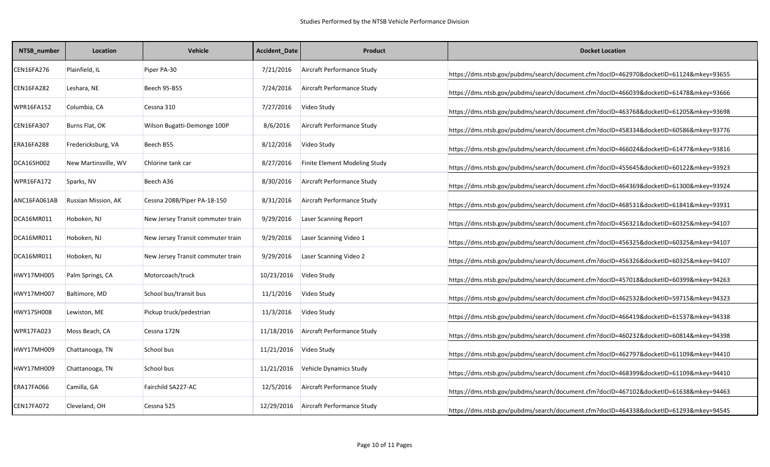Studies Performed by the NTSB Vehicle Performance Division

| NTSB_number | Location | Vehicle | Accident_Date | Product | Docket Location |
|---|---|---|---|---|---|
| CEN16FA276 | Plainfield, IL | Piper PA-30 | 7/21/2016 | Aircraft Performance Study | https://dms.ntsb.gov/pubdms/search/document.cfm?docID=462970&docketID=61124&mkey=93655 |
| CEN16FA282 | Leshara, NE | Beech 95-B55 | 7/24/2016 | Aircraft Performance Study | https://dms.ntsb.gov/pubdms/search/document.cfm?docID=466039&docketID=61478&mkey=93666 |
| WPR16FA152 | Columbia, CA | Cessna 310 | 7/27/2016 | Video Study | https://dms.ntsb.gov/pubdms/search/document.cfm?docID=463768&docketID=61205&mkey=93698 |
| CEN16FA307 | Burns Flat, OK | Wilson Bugatti-Demonge 100P | 8/6/2016 | Aircraft Performance Study | https://dms.ntsb.gov/pubdms/search/document.cfm?docID=458334&docketID=60586&mkey=93776 |
| ERA16FA288 | Fredericksburg, VA | Beech B55 | 8/12/2016 | Video Study | https://dms.ntsb.gov/pubdms/search/document.cfm?docID=466024&docketID=61477&mkey=93816 |
| DCA16SH002 | New Martinsville, WV | Chlorine tank car | 8/27/2016 | Finite Element Modeling Study | https://dms.ntsb.gov/pubdms/search/document.cfm?docID=455645&docketID=60122&mkey=93923 |
| WPR16FA172 | Sparks, NV | Beech A36 | 8/30/2016 | Aircraft Performance Study | https://dms.ntsb.gov/pubdms/search/document.cfm?docID=464369&docketID=61300&mkey=93924 |
| ANC16FA061AB | Russian Mission, AK | Cessna 208B/Piper PA-18-150 | 8/31/2016 | Aircraft Performance Study | https://dms.ntsb.gov/pubdms/search/document.cfm?docID=468531&docketID=61841&mkey=93931 |
| DCA16MR011 | Hoboken, NJ | New Jersey Transit commuter train | 9/29/2016 | Laser Scanning Report | https://dms.ntsb.gov/pubdms/search/document.cfm?docID=456321&docketID=60325&mkey=94107 |
| DCA16MR011 | Hoboken, NJ | New Jersey Transit commuter train | 9/29/2016 | Laser Scanning Video 1 | https://dms.ntsb.gov/pubdms/search/document.cfm?docID=456325&docketID=60325&mkey=94107 |
| DCA16MR011 | Hoboken, NJ | New Jersey Transit commuter train | 9/29/2016 | Laser Scanning Video 2 | https://dms.ntsb.gov/pubdms/search/document.cfm?docID=456326&docketID=60325&mkey=94107 |
| HWY17MH005 | Palm Springs, CA | Motorcoach/truck | 10/23/2016 | Video Study | https://dms.ntsb.gov/pubdms/search/document.cfm?docID=457018&docketID=60399&mkey=94263 |
| HWY17MH007 | Baltimore, MD | School bus/transit bus | 11/1/2016 | Video Study | https://dms.ntsb.gov/pubdms/search/document.cfm?docID=462532&docketID=59715&mkey=94323 |
| HWY17SH008 | Lewiston, ME | Pickup truck/pedestrian | 11/3/2016 | Video Study | https://dms.ntsb.gov/pubdms/search/document.cfm?docID=466419&docketID=61537&mkey=94338 |
| WPR17FA023 | Moss Beach, CA | Cessna 172N | 11/18/2016 | Aircraft Performance Study | https://dms.ntsb.gov/pubdms/search/document.cfm?docID=460232&docketID=60814&mkey=94398 |
| HWY17MH009 | Chattanooga, TN | School bus | 11/21/2016 | Video Study | https://dms.ntsb.gov/pubdms/search/document.cfm?docID=462797&docketID=61109&mkey=94410 |
| HWY17MH009 | Chattanooga, TN | School bus | 11/21/2016 | Vehicle Dynamics Study | https://dms.ntsb.gov/pubdms/search/document.cfm?docID=468399&docketID=61109&mkey=94410 |
| ERA17FA066 | Camilla, GA | Fairchild SA227-AC | 12/5/2016 | Aircraft Performance Study | https://dms.ntsb.gov/pubdms/search/document.cfm?docID=467102&docketID=61638&mkey=94463 |
| CEN17FA072 | Cleveland, OH | Cessna 525 | 12/29/2016 | Aircraft Performance Study | https://dms.ntsb.gov/pubdms/search/document.cfm?docID=464338&docketID=61293&mkey=94545 |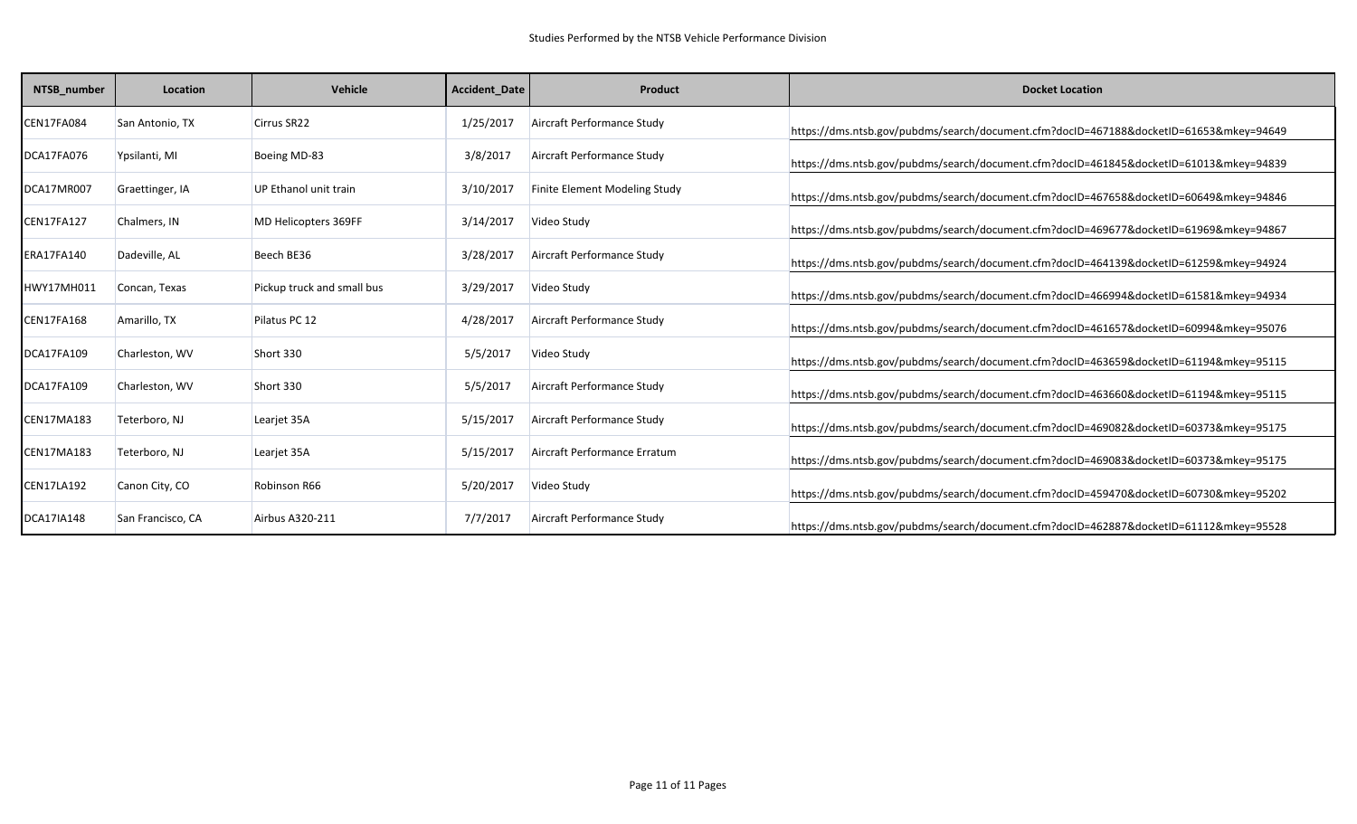| NTSB_number | Location | Vehicle | Accident_Date | Product | Docket Location |
|---|---|---|---|---|---|
| CEN17FA084 | San Antonio, TX | Cirrus SR22 | 1/25/2017 | Aircraft Performance Study | https://dms.ntsb.gov/pubdms/search/document.cfm?docID=467188&docketID=61653&mkey=94649 |
| DCA17FA076 | Ypsilanti, MI | Boeing MD-83 | 3/8/2017 | Aircraft Performance Study | https://dms.ntsb.gov/pubdms/search/document.cfm?docID=461845&docketID=61013&mkey=94839 |
| DCA17MR007 | Graettinger, IA | UP Ethanol unit train | 3/10/2017 | Finite Element Modeling Study | https://dms.ntsb.gov/pubdms/search/document.cfm?docID=467658&docketID=60649&mkey=94846 |
| CEN17FA127 | Chalmers, IN | MD Helicopters 369FF | 3/14/2017 | Video Study | https://dms.ntsb.gov/pubdms/search/document.cfm?docID=469677&docketID=61969&mkey=94867 |
| ERA17FA140 | Dadeville, AL | Beech BE36 | 3/28/2017 | Aircraft Performance Study | https://dms.ntsb.gov/pubdms/search/document.cfm?docID=464139&docketID=61259&mkey=94924 |
| HWY17MH011 | Concan, Texas | Pickup truck and small bus | 3/29/2017 | Video Study | https://dms.ntsb.gov/pubdms/search/document.cfm?docID=466994&docketID=61581&mkey=94934 |
| CEN17FA168 | Amarillo, TX | Pilatus PC 12 | 4/28/2017 | Aircraft Performance Study | https://dms.ntsb.gov/pubdms/search/document.cfm?docID=461657&docketID=60994&mkey=95076 |
| DCA17FA109 | Charleston, WV | Short 330 | 5/5/2017 | Video Study | https://dms.ntsb.gov/pubdms/search/document.cfm?docID=463659&docketID=61194&mkey=95115 |
| DCA17FA109 | Charleston, WV | Short 330 | 5/5/2017 | Aircraft Performance Study | https://dms.ntsb.gov/pubdms/search/document.cfm?docID=463660&docketID=61194&mkey=95115 |
| CEN17MA183 | Teterboro, NJ | Learjet 35A | 5/15/2017 | Aircraft Performance Study | https://dms.ntsb.gov/pubdms/search/document.cfm?docID=469082&docketID=60373&mkey=95175 |
| CEN17MA183 | Teterboro, NJ | Learjet 35A | 5/15/2017 | Aircraft Performance Erratum | https://dms.ntsb.gov/pubdms/search/document.cfm?docID=469083&docketID=60373&mkey=95175 |
| CEN17LA192 | Canon City, CO | Robinson R66 | 5/20/2017 | Video Study | https://dms.ntsb.gov/pubdms/search/document.cfm?docID=459470&docketID=60730&mkey=95202 |
| DCA17IA148 | San Francisco, CA | Airbus A320-211 | 7/7/2017 | Aircraft Performance Study | https://dms.ntsb.gov/pubdms/search/document.cfm?docID=462887&docketID=61112&mkey=95528 |